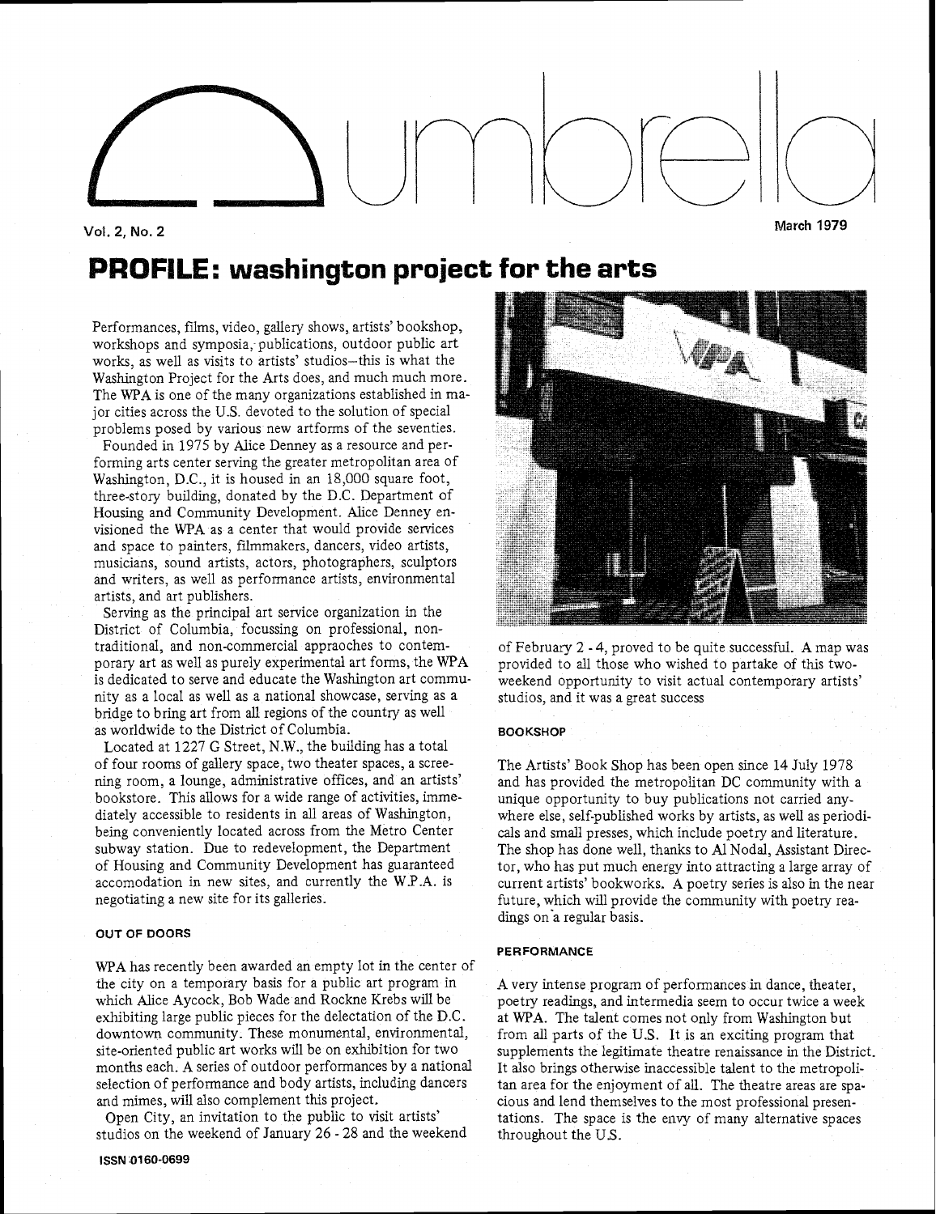# umbrella

Vol. 2, No. 2

March 1979

## PROFILE: washington project for the arts

Performances, films, video, gallery shows, artists' bookshop, workshops and symposia, publications, outdoor public art works, as well as visits to artists' studios—this is what the Washington Project for the Arts does, and much much more. The WPA is one of the many organizations established in major cities across the U.S. devoted to the solution of special problems posed by various new artforms of the seventies.

Founded in 1975 by Alice Denney as a resource and performing arts center serving the greater metropolitan area of Washington, D.C., it is housed in an 18,000 square foot, three-story building, donated by the D.C. Department of Housing and Community Development. Alice Denney envisioned the WPA as a center that would provide services and space to painters, filmmakers, dancers, video artists, musicians, sound artists, actors, photographers, sculptors and writers, as well as performance artists, environmental artists, and art publishers.

Serving as the principal art service organization in the District of Columbia, focussing on professional, non-traditional, and non-commercial appraoches to contemporary art as well as purely experimental art forms, the WPA is dedicated to serve and educate the Washington art community as a local as well as a national showcase, serving as a bridge to bring art from all regions of the country as well as worldwide to the District of Columbia.

Located at 1227 G Street, N.W., the building has a total of four rooms of gallery space, two theater spaces, a screening room, a lounge, administrative offices, and an artists' bookstore. This allows for a wide range of activities, immediately accessible to residents in all areas of Washington, being conveniently located across from the Metro Center subway station. Due to redevelopment, the Department of Housing and Community Development has guaranteed accomodation in new sites, and currently the W.P.A. is negotiating a new site for its galleries.

### OUT OF DOORS

WPA has recently been awarded an empty lot in the center of the city on a temporary basis for a public art program in which Alice Aycock, Bob Wade and Rockne Krebs will be exhibiting large public pieces for the delectation of the D.C. downtown community. These monumental, environmental, site-oriented public art works will be on exhibition for two months each. A series of outdoor performances by a national selection of performance and body artists, including dancers and mimes, will also complement this project.

Open City, an invitation to the public to visit artists' studios on the weekend of January 26 - 28 and the weekend of February 2 - 4, proved to be quite successful. A map was provided to all those who wished to partake of this two-weekend opportunity to visit actual contemporary artists' studios, and it was a great success

### BOOKSHOP

The Artists' Book Shop has been open since 14 July 1978 and has provided the metropolitan DC community with a unique opportunity to buy publications not carried anywhere else, self-published works by artists, as well as periodicals and small presses, which include poetry and literature. The shop has done well, thanks to Al Nodal, Assistant Director, who has put much energy into attracting a large array of current artists' bookworks. A poetry series is also in the near future, which will provide the community with poetry readings on a regular basis.

### PERFORMANCE

A very intense program of performances in dance, theater, poetry readings, and intermedia seem to occur twice a week at WPA. The talent comes not only from Washington but from all parts of the U.S. It is an exciting program that supplements the legitimate theatre renaissance in the District. It also brings otherwise inaccessible talent to the metropolitan area for the enjoyment of all. The theatre areas are spacious and lend themselves to the most professional presentations. The space is the envy of many alternative spaces throughout the U.S.

ISSN 0160-0699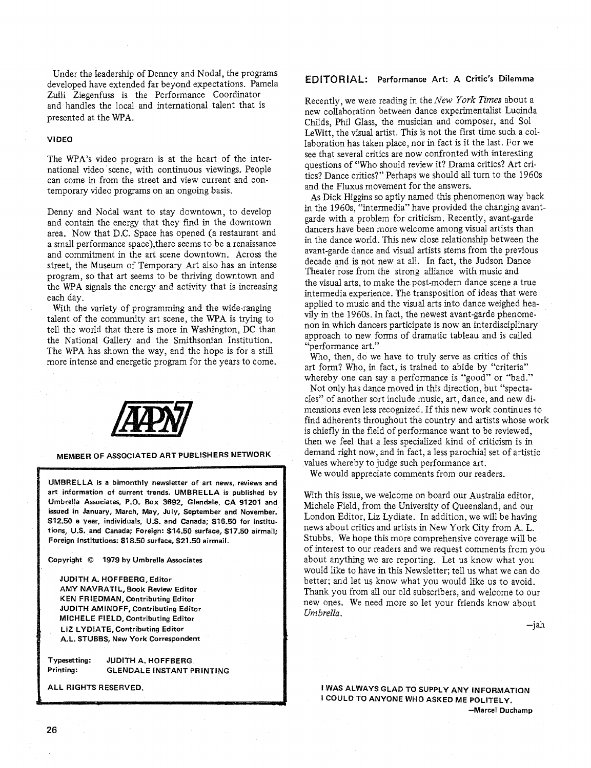Under the leadership of Denney and Nodal, the programs developed have extended far beyond expectations. Pamela Zulli Ziegenfuss is the Performance Coordinator and handles the local and international talent that is presented at the WPA.

### VIDEO

The WPA's video program is at the heart of the international video scene, with continuous viewings. People can come in from the street and view current and contemporary video programs on an ongoing basis.

Denny and Nodal want to stay downtown, to develop and contain the energy that they find in the downtown area. Now that D.C. Space has opened (a restaurant and a small performance space),there seems to be a renaissance and commitment in the art scene downtown. Across the street, the Museum of Temporary Art also has an intense program, so that art seems to be thriving downtown and the WPA signals the energy and activity that is increasing each day.

With the variety of programming and the wide-ranging talent of the community art scene, the WPA is trying to tell the world that there is more in Washington, DC than the National Gallery and the Smithsonian Institution. The WPA has shown the way, and the hope is for a still more intense and energetic program for the years to come.

AAPN

**MEMBER OF ASSOCIATED ART PUBLISHERS NETWORK**

**UMBRELLA is a bimonthly newsletter of art news, reviews and art information of current trends. UMBRELLA is published by Umbrella Associates, P.O. Box 3692, Glendale, CA 91201 and issued in January, March, May, July, September and November. $12.50 a year, individuals, U.S. and Canada; $16.50 for institutions, U.S. and Canada; Foreign: $14.50 surface, $17.50 airmail; Foreign Institutions: $18.50 surface, $21.50 airmail.**

**Copyright © 1979 by Umbrella Associates**

**JUDITH A. HOFFBERG, Editor**
**AMY NAVRATIL, Book Review Editor**
**KEN FRIEDMAN, Contributing Editor**
**JUDITH AMINOFF, Contributing Editor**
**MICHELE FIELD, Contributing Editor**
**LIZ LYDIATE, Contributing Editor**
**A.L. STUBBS, New York Correspondent**

**Typesetting: JUDITH A. HOFFBERG**
**Printing: GLENDALE INSTANT PRINTING**

**ALL RIGHTS RESERVED.**

## EDITORIAL: Performance Art: A Critic's Dilemma

Recently, we were reading in the *New York Times* about a new collaboration between dance experimentalist Lucinda Childs, Phil Glass, the musician and composer, and Sol LeWitt, the visual artist. This is not the first time such a collaboration has taken place, nor in fact is it the last. For we see that several critics are now confronted with interesting questions of "Who should review it? Drama critics? Art critics? Dance critics?" Perhaps we should all turn to the 1960s and the Fluxus movement for the answers.

As Dick Higgins so aptly named this phenomenon way back in the 1960s, "intermedia" have provided the changing avant-garde with a problem for criticism. Recently, avant-garde dancers have been more welcome among visual artists than in the dance world. This new close relationship between the avant-garde dance and visual artists stems from the previous decade and is not new at all. In fact, the Judson Dance Theater rose from the strong alliance with music and the visual arts, to make the post-modern dance scene a true intermedia experience. The transposition of ideas that were applied to music and the visual arts into dance weighed heavily in the 1960s. In fact, the newest avant-garde phenomenon in which dancers participate is now an interdisciplinary approach to new forms of dramatic tableau and is called "performance art."

Who, then, do we have to truly serve as critics of this art form? Who, in fact, is trained to abide by "criteria" whereby one can say a performance is "good" or "bad."

Not only has dance moved in this direction, but "spectacles" of another sort include music, art, dance, and new dimensions even less recognized. If this new work continues to find adherents throughout the country and artists whose work is chiefly in the field of performance want to be reviewed, then we feel that a less specialized kind of criticism is in demand right now, and in fact, a less parochial set of artistic values whereby to judge such performance art.

We would appreciate comments from our readers.

With this issue, we welcome on board our Australia editor, Michele Field, from the University of Queensland, and our London Editor, Liz Lydiate. In addition, we will be having news about critics and artists in New York City from A. L. Stubbs. We hope this more comprehensive coverage will be of interest to our readers and we request comments from you about anything we are reporting. Let us know what you would like to have in this Newsletter; tell us what we can do better; and let us know what you would like us to avoid. Thank you from all our old subscribers, and welcome to our new ones. We need more so let your friends know about *Umbrella*.

—jah

**I WAS ALWAYS GLAD TO SUPPLY ANY INFORMATION I COULD TO ANYONE WHO ASKED ME POLITELY.**
**—Marcel Duchamp**